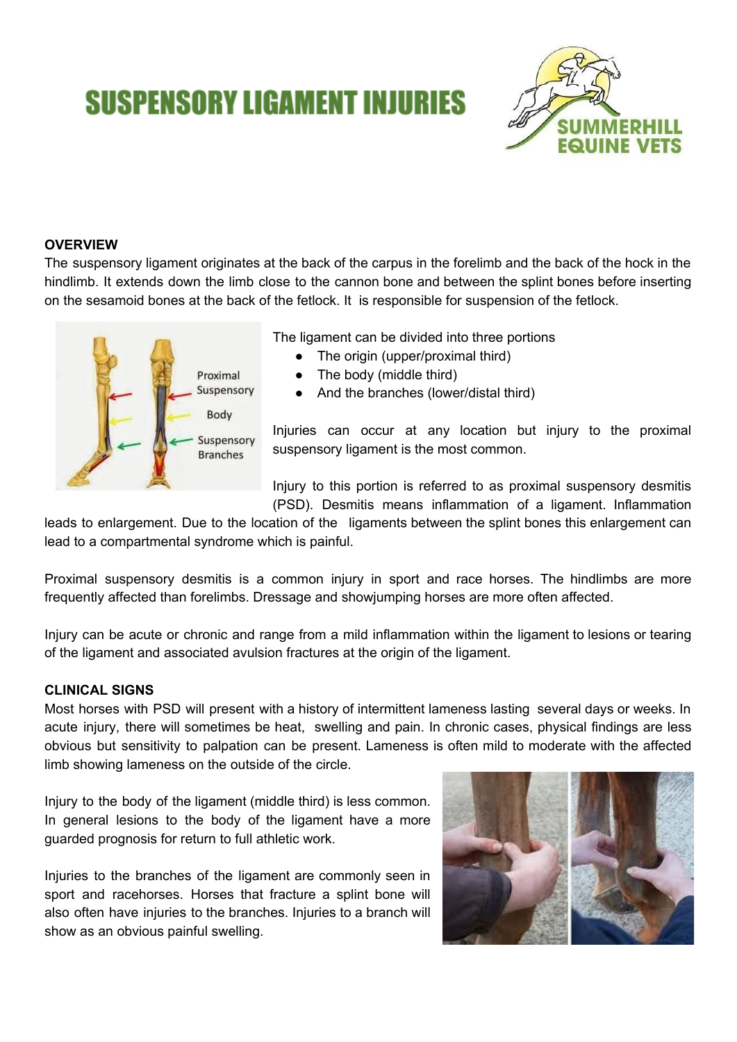# SUSPENSORY LIGAMENT INJURIES

## OVERVIEW

The suspensory ligament originates at the back of the carpus in the forelimb and the back of the hock in the hindlimb. It extends down the limb close to the cannon bone and between the splint bones before inserting on the sesamoid bones at the back of the fetlock. It is responsible for suspension of the fetlock.

The ligament can be divided into three portions

- The origin (upper/proximal third)
- The body (middle third)
- And the branches (lower/distal third)

Injuries can occur at any location but injury to the proximal suspensory ligament is the most common.

Injury to this portion is referred to as proximal suspensory desmitis (PSD). Desmitis means inflammation of a ligament. Inflammation leads to enlargement. Due to the location of the ligaments between the splint bones this enlargement can lead to a compartmental syndrome which is painful.

Proximal suspensory desmitis is a common injury in sport and race horses. The hindlimbs are more frequently affected than forelimbs. Dressage and showjumping horses are more often affected.

Injury can be acute or chronic and range from a mild inflammation within the ligament to lesions or tearing of the ligament and associated avulsion fractures at the origin of the ligament.

## CLINICAL SIGNS

Most horses with PSD will present with a history of intermittent lameness lasting several days or weeks. In acute injury, there will sometimes be heat, swelling and pain. In chronic cases, physical findings are less obvious but sensitivity to palpation can be present. Lameness is often mild to moderate with the affected limb showing lameness on the outside of the circle.

Injury to the body of the ligament (middle third) is less common. In general lesions to the body of the ligament have a more guarded prognosis for return to full athletic work.

Injuries to the branches of the ligament are commonly seen in sport and racehorses. Horses that fracture a splint bone will also often have injuries to the branches. Injuries to a branch will show as an obvious painful swelling.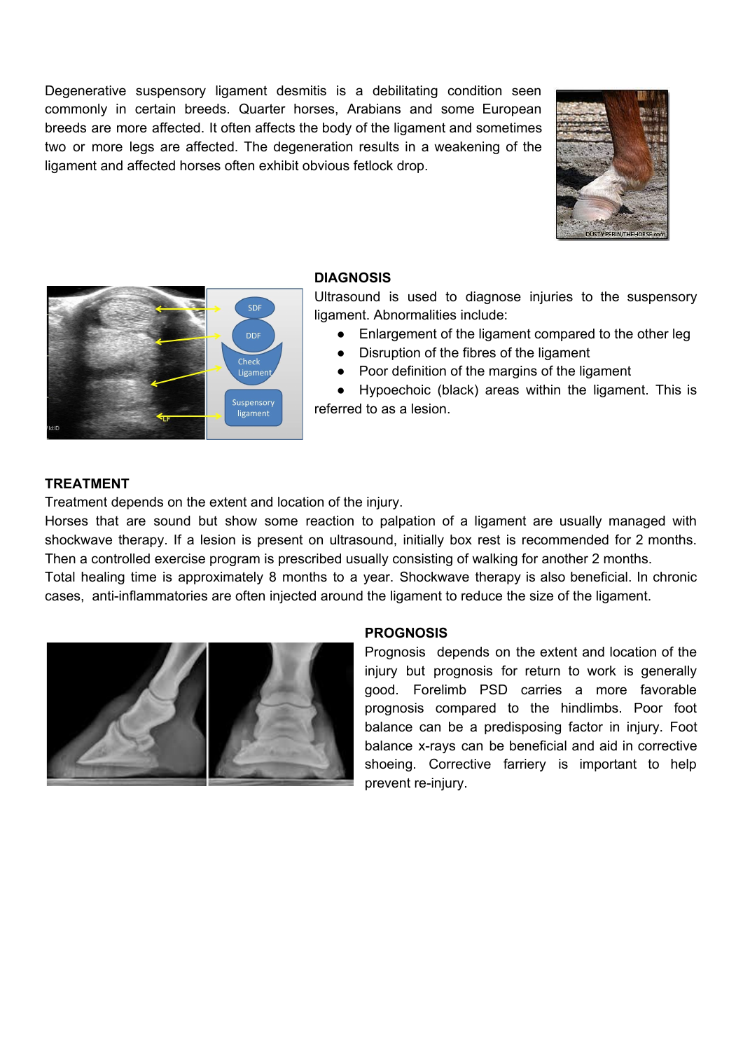Degenerative suspensory ligament desmitis is a debilitating condition seen commonly in certain breeds. Quarter horses, Arabians and some European breeds are more affected. It often affects the body of the ligament and sometimes two or more legs are affected. The degeneration results in a weakening of the ligament and affected horses often exhibit obvious fetlock drop.

## DIAGNOSIS

Ultrasound is used to diagnose injuries to the suspensory ligament. Abnormalities include:

- Enlargement of the ligament compared to the other leg
- Disruption of the fibres of the ligament
- Poor definition of the margins of the ligament
- Hypoechoic (black) areas within the ligament. This is referred to as a lesion.

## TREATMENT

Treatment depends on the extent and location of the injury.

Horses that are sound but show some reaction to palpation of a ligament are usually managed with shockwave therapy. If a lesion is present on ultrasound, initially box rest is recommended for 2 months. Then a controlled exercise program is prescribed usually consisting of walking for another 2 months.

Total healing time is approximately 8 months to a year. Shockwave therapy is also beneficial. In chronic cases, anti-inflammatories are often injected around the ligament to reduce the size of the ligament.

## PROGNOSIS

Prognosis depends on the extent and location of the injury but prognosis for return to work is generally good. Forelimb PSD carries a more favorable prognosis compared to the hindlimbs. Poor foot balance can be a predisposing factor in injury. Foot balance x-rays can be beneficial and aid in corrective shoeing. Corrective farriery is important to help prevent re-injury.